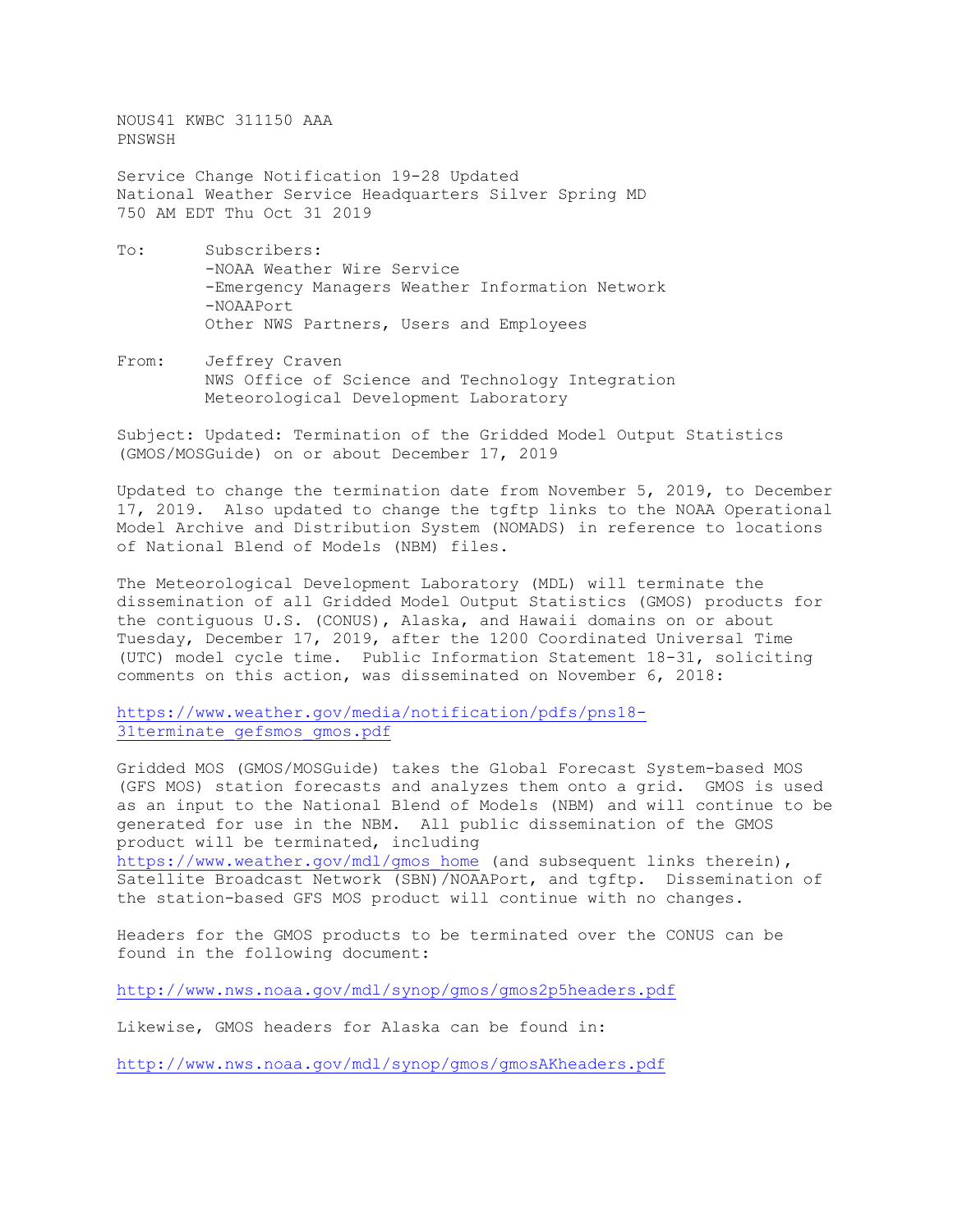NOUS41 KWBC 311150 AAA
PNSWSH

Service Change Notification 19-28 Updated
National Weather Service Headquarters Silver Spring MD
750 AM EDT Thu Oct 31 2019

To: Subscribers:
-NOAA Weather Wire Service
-Emergency Managers Weather Information Network
-NOAAPort
Other NWS Partners, Users and Employees

From: Jeffrey Craven
NWS Office of Science and Technology Integration
Meteorological Development Laboratory

Subject: Updated: Termination of the Gridded Model Output Statistics (GMOS/MOSGuide) on or about December 17, 2019

Updated to change the termination date from November 5, 2019, to December 17, 2019. Also updated to change the tgftp links to the NOAA Operational Model Archive and Distribution System (NOMADS) in reference to locations of National Blend of Models (NBM) files.

The Meteorological Development Laboratory (MDL) will terminate the dissemination of all Gridded Model Output Statistics (GMOS) products for the contiguous U.S. (CONUS), Alaska, and Hawaii domains on or about Tuesday, December 17, 2019, after the 1200 Coordinated Universal Time (UTC) model cycle time. Public Information Statement 18-31, soliciting comments on this action, was disseminated on November 6, 2018:

https://www.weather.gov/media/notification/pdfs/pns18-31terminate_gefsmos_gmos.pdf

Gridded MOS (GMOS/MOSGuide) takes the Global Forecast System-based MOS (GFS MOS) station forecasts and analyzes them onto a grid. GMOS is used as an input to the National Blend of Models (NBM) and will continue to be generated for use in the NBM. All public dissemination of the GMOS product will be terminated, including https://www.weather.gov/mdl/gmos_home (and subsequent links therein), Satellite Broadcast Network (SBN)/NOAAPort, and tgftp. Dissemination of the station-based GFS MOS product will continue with no changes.

Headers for the GMOS products to be terminated over the CONUS can be found in the following document:

http://www.nws.noaa.gov/mdl/synop/gmos/gmos2p5headers.pdf

Likewise, GMOS headers for Alaska can be found in:

http://www.nws.noaa.gov/mdl/synop/gmos/gmosAKheaders.pdf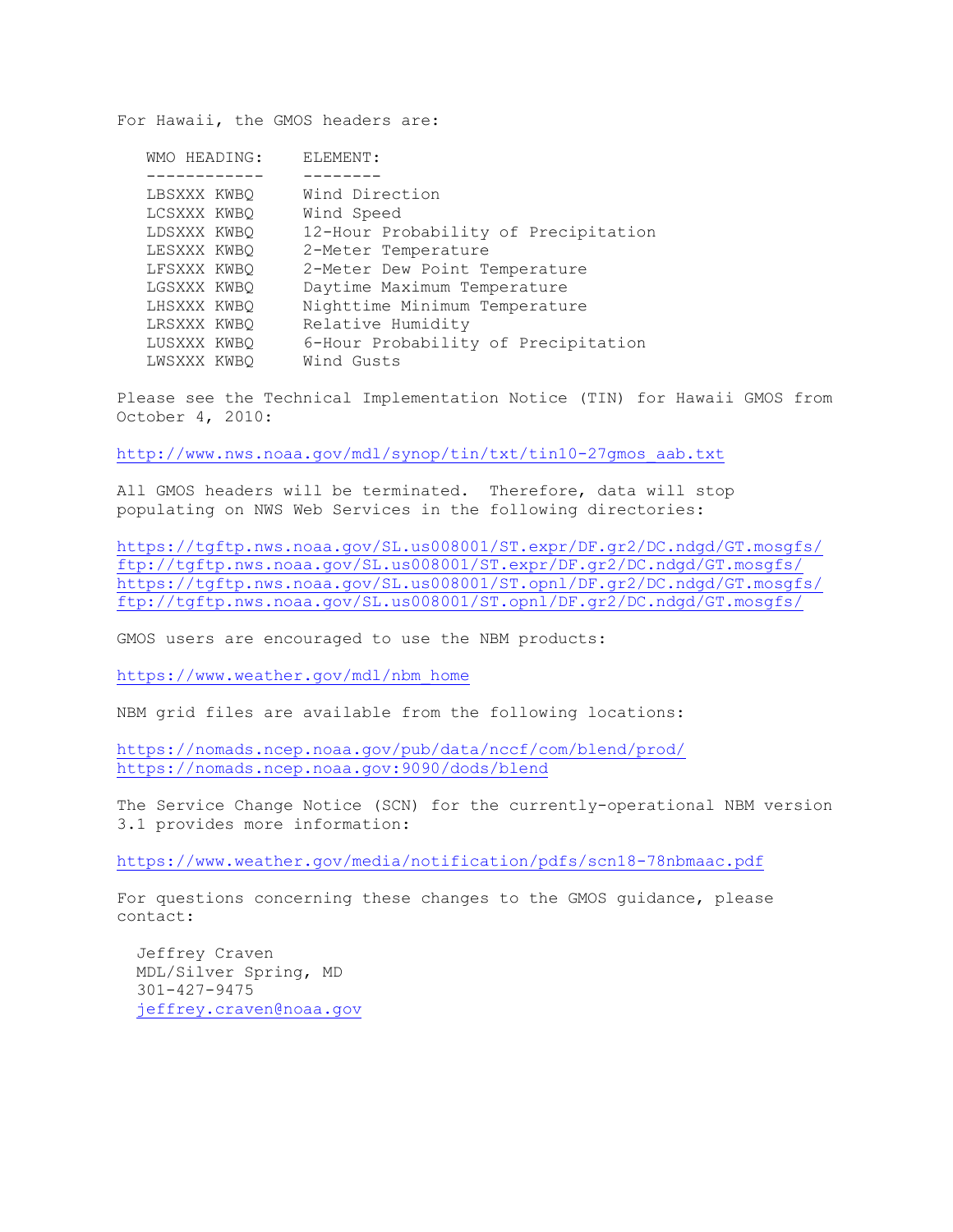For Hawaii, the GMOS headers are:

| WMO HEADING: | ELEMENT: |
|---|---|
| LBSXXX KWBQ | Wind Direction |
| LCSXXX KWBQ | Wind Speed |
| LDSXXX KWBQ | 12-Hour Probability of Precipitation |
| LESXXX KWBQ | 2-Meter Temperature |
| LFSXXX KWBQ | 2-Meter Dew Point Temperature |
| LGSXXX KWBQ | Daytime Maximum Temperature |
| LHSXXX KWBQ | Nighttime Minimum Temperature |
| LRSXXX KWBQ | Relative Humidity |
| LUSXXX KWBQ | 6-Hour Probability of Precipitation |
| LWSXXX KWBQ | Wind Gusts |

Please see the Technical Implementation Notice (TIN) for Hawaii GMOS from October 4, 2010:

http://www.nws.noaa.gov/mdl/synop/tin/txt/tin10-27gmos_aab.txt

All GMOS headers will be terminated. Therefore, data will stop populating on NWS Web Services in the following directories:

https://tgftp.nws.noaa.gov/SL.us008001/ST.expr/DF.gr2/DC.ndgd/GT.mosgfs/
ftp://tgftp.nws.noaa.gov/SL.us008001/ST.expr/DF.gr2/DC.ndgd/GT.mosgfs/
https://tgftp.nws.noaa.gov/SL.us008001/ST.opnl/DF.gr2/DC.ndgd/GT.mosgfs/
ftp://tgftp.nws.noaa.gov/SL.us008001/ST.opnl/DF.gr2/DC.ndgd/GT.mosgfs/

GMOS users are encouraged to use the NBM products:

https://www.weather.gov/mdl/nbm_home

NBM grid files are available from the following locations:

https://nomads.ncep.noaa.gov/pub/data/nccf/com/blend/prod/
https://nomads.ncep.noaa.gov:9090/dods/blend

The Service Change Notice (SCN) for the currently-operational NBM version 3.1 provides more information:

https://www.weather.gov/media/notification/pdfs/scn18-78nbmaac.pdf

For questions concerning these changes to the GMOS guidance, please contact:

Jeffrey Craven
MDL/Silver Spring, MD
301-427-9475
jeffrey.craven@noaa.gov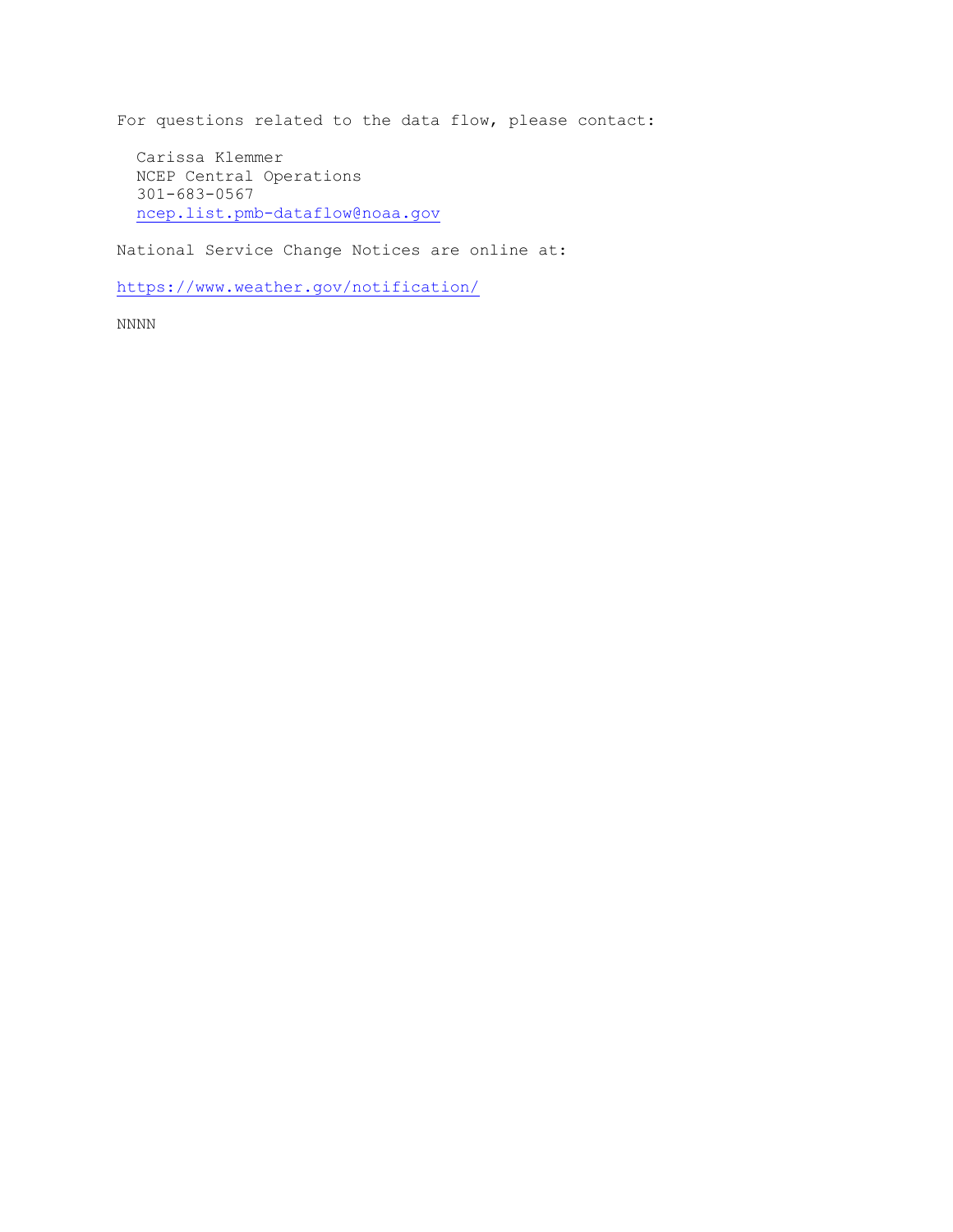For questions related to the data flow, please contact:

Carissa Klemmer
NCEP Central Operations
301-683-0567
ncep.list.pmb-dataflow@noaa.gov

National Service Change Notices are online at:

https://www.weather.gov/notification/

NNNN